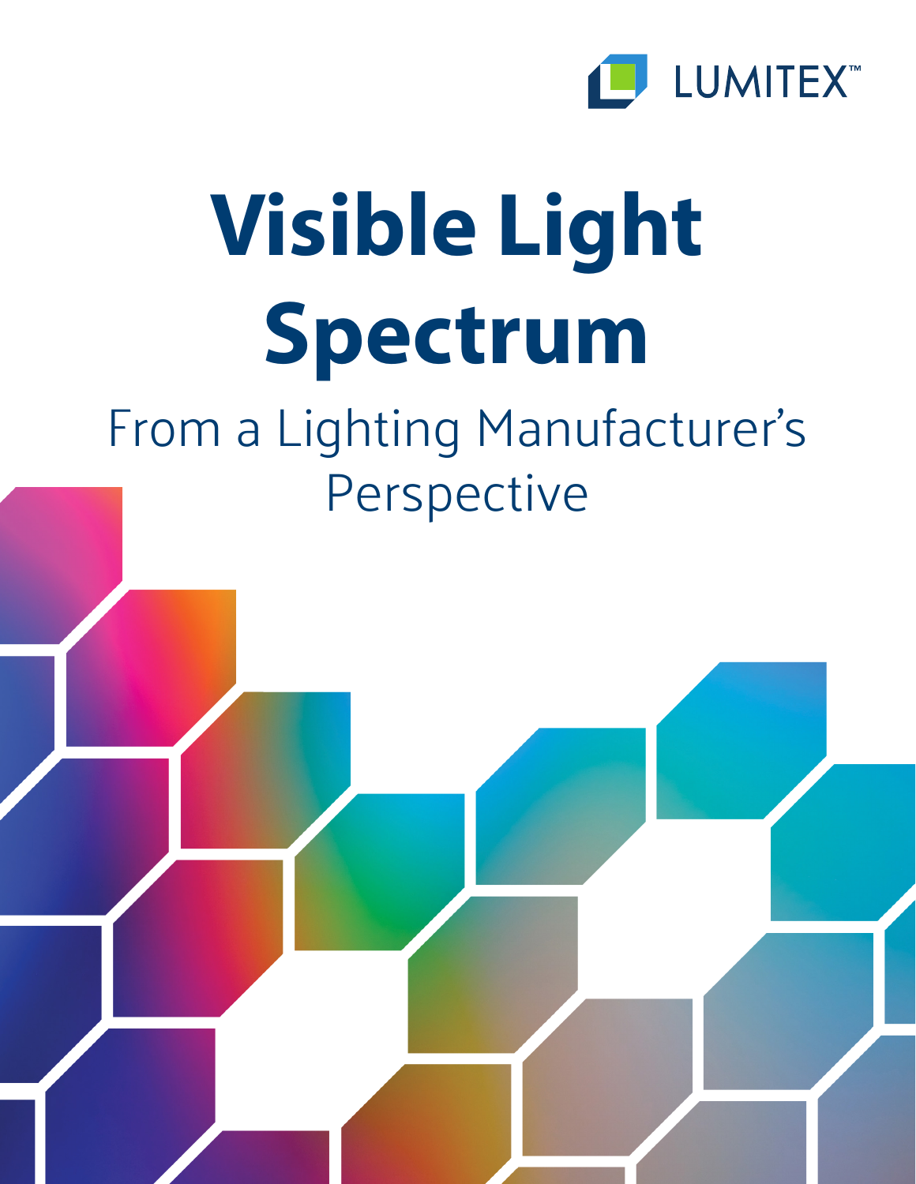LUMITEX™

# Visible Light Spectrum

## From a Lighting Manufacturer's Perspective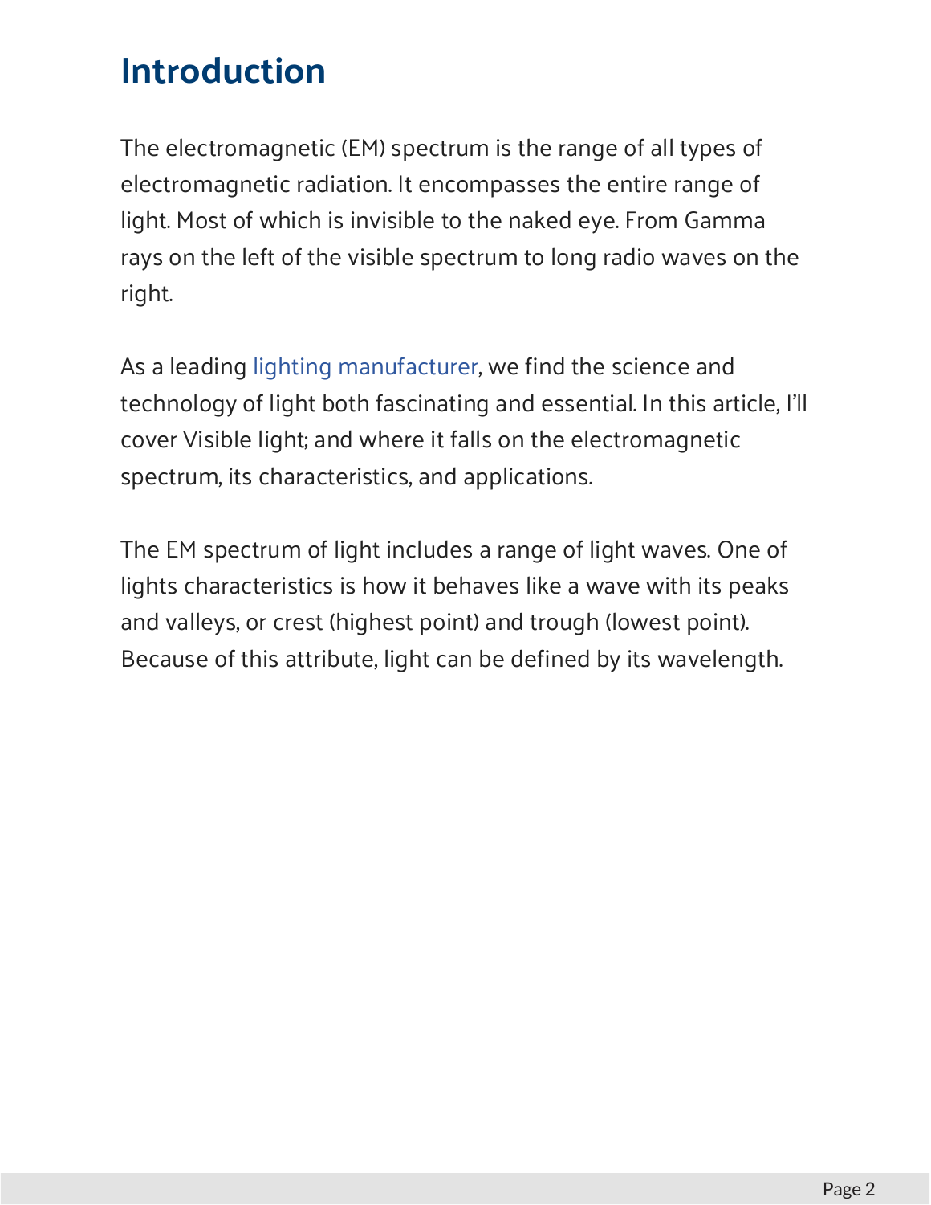# Introduction

The electromagnetic (EM) spectrum is the range of all types of electromagnetic radiation. It encompasses the entire range of light. Most of which is invisible to the naked eye. From Gamma rays on the left of the visible spectrum to long radio waves on the right.

As a leading lighting manufacturer, we find the science and technology of light both fascinating and essential. In this article, I'll cover Visible light; and where it falls on the electromagnetic spectrum, its characteristics, and applications.

The EM spectrum of light includes a range of light waves. One of lights characteristics is how it behaves like a wave with its peaks and valleys, or crest (highest point) and trough (lowest point). Because of this attribute, light can be defined by its wavelength.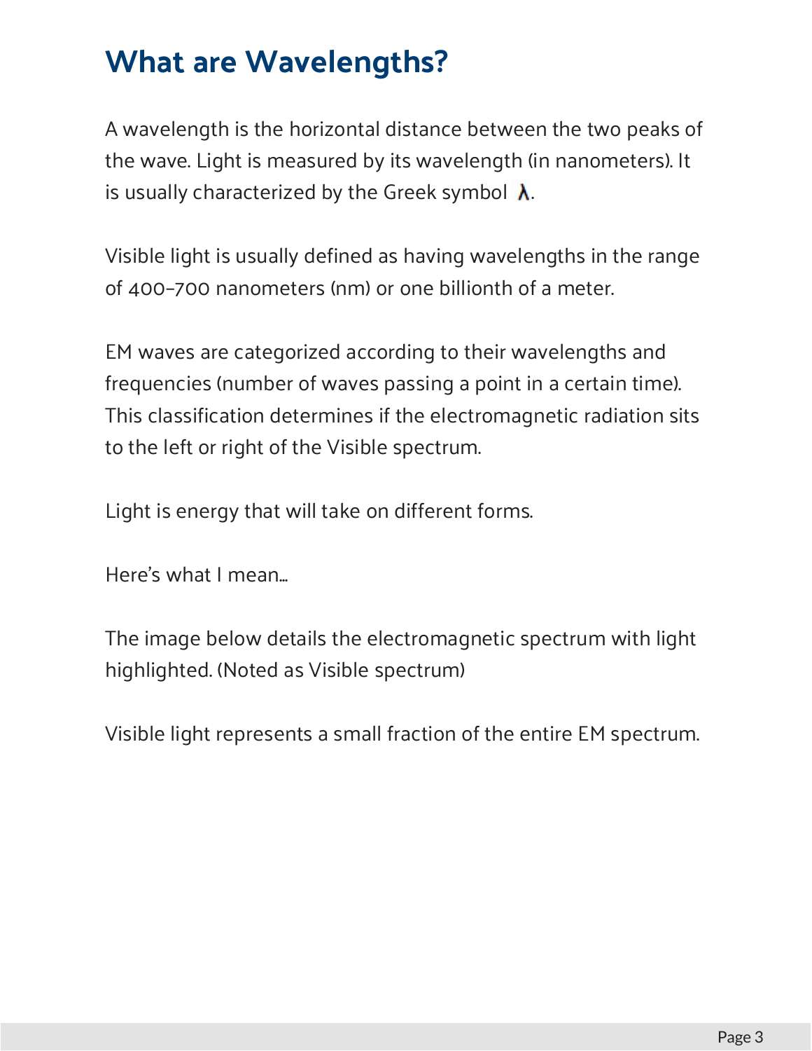# What are Wavelengths?

A wavelength is the horizontal distance between the two peaks of the wave. Light is measured by its wavelength (in nanometers). It is usually characterized by the Greek symbol $\lambda$.

Visible light is usually defined as having wavelengths in the range of 400–700 nanometers (nm) or one billionth of a meter.

EM waves are categorized according to their wavelengths and frequencies (number of waves passing a point in a certain time). This classification determines if the electromagnetic radiation sits to the left or right of the Visible spectrum.

Light is energy that will take on different forms.

Here's what I mean…

The image below details the electromagnetic spectrum with light highlighted. (Noted as Visible spectrum)

Visible light represents a small fraction of the entire EM spectrum.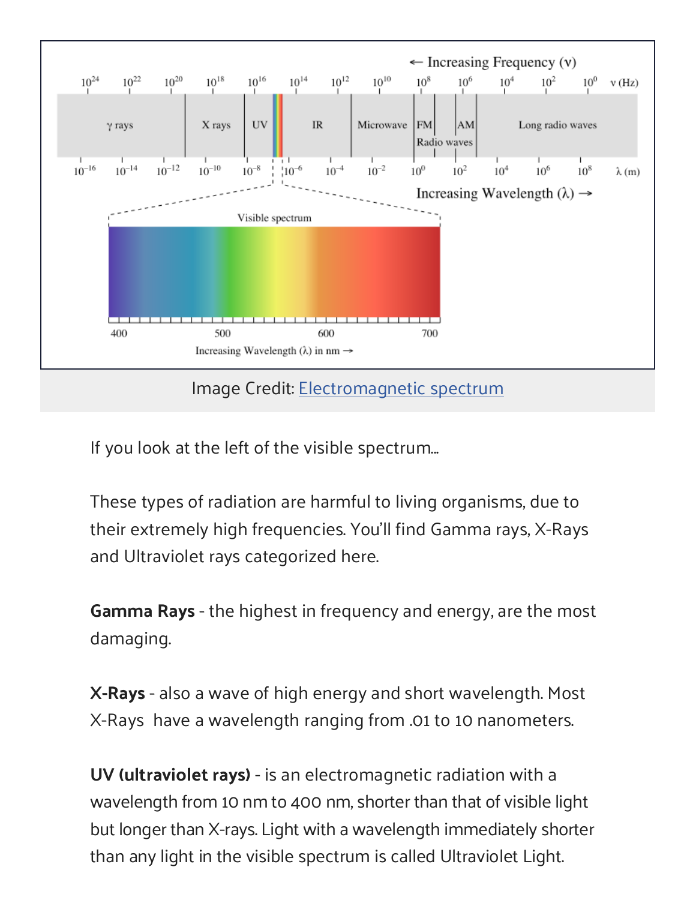Image Credit: Electromagnetic spectrum

If you look at the left of the visible spectrum...

These types of radiation are harmful to living organisms, due to their extremely high frequencies. You'll find Gamma rays, X-Rays and Ultraviolet rays categorized here.

**Gamma Rays** - the highest in frequency and energy, are the most damaging.

**X-Rays** - also a wave of high energy and short wavelength. Most X-Rays have a wavelength ranging from .01 to 10 nanometers.

**UV (ultraviolet rays)** - is an electromagnetic radiation with a wavelength from 10 nm to 400 nm, shorter than that of visible light but longer than X-rays. Light with a wavelength immediately shorter than any light in the visible spectrum is called Ultraviolet Light.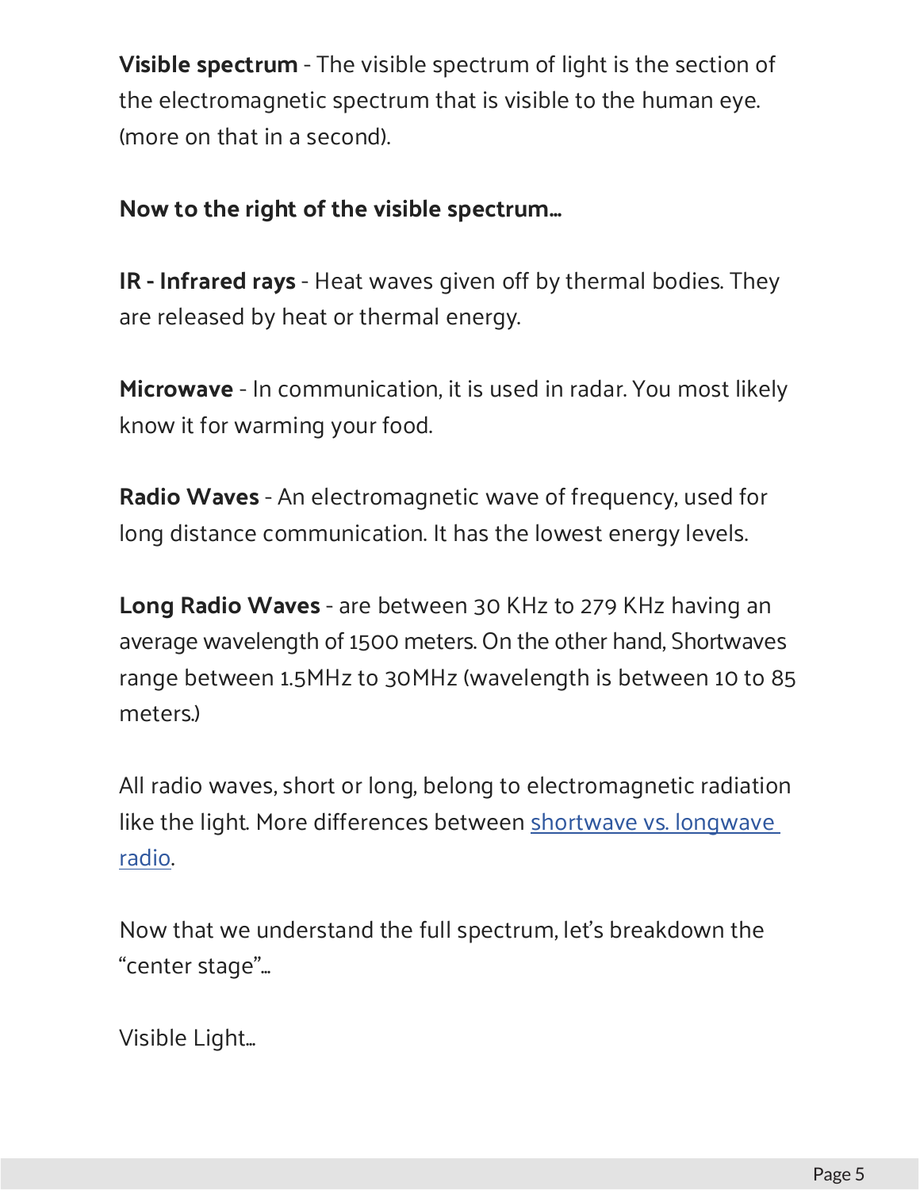**Visible spectrum** - The visible spectrum of light is the section of the electromagnetic spectrum that is visible to the human eye. (more on that in a second).

**Now to the right of the visible spectrum…**

**IR - Infrared rays** - Heat waves given off by thermal bodies. They are released by heat or thermal energy.

**Microwave** - In communication, it is used in radar. You most likely know it for warming your food.

**Radio Waves** - An electromagnetic wave of frequency, used for long distance communication. It has the lowest energy levels.

**Long Radio Waves** - are between 30 KHz to 279 KHz having an average wavelength of 1500 meters. On the other hand, Shortwaves range between 1.5MHz to 30MHz (wavelength is between 10 to 85 meters.)

All radio waves, short or long, belong to electromagnetic radiation like the light. More differences between shortwave vs. longwave radio.

Now that we understand the full spectrum, let's breakdown the "center stage"…

Visible Light…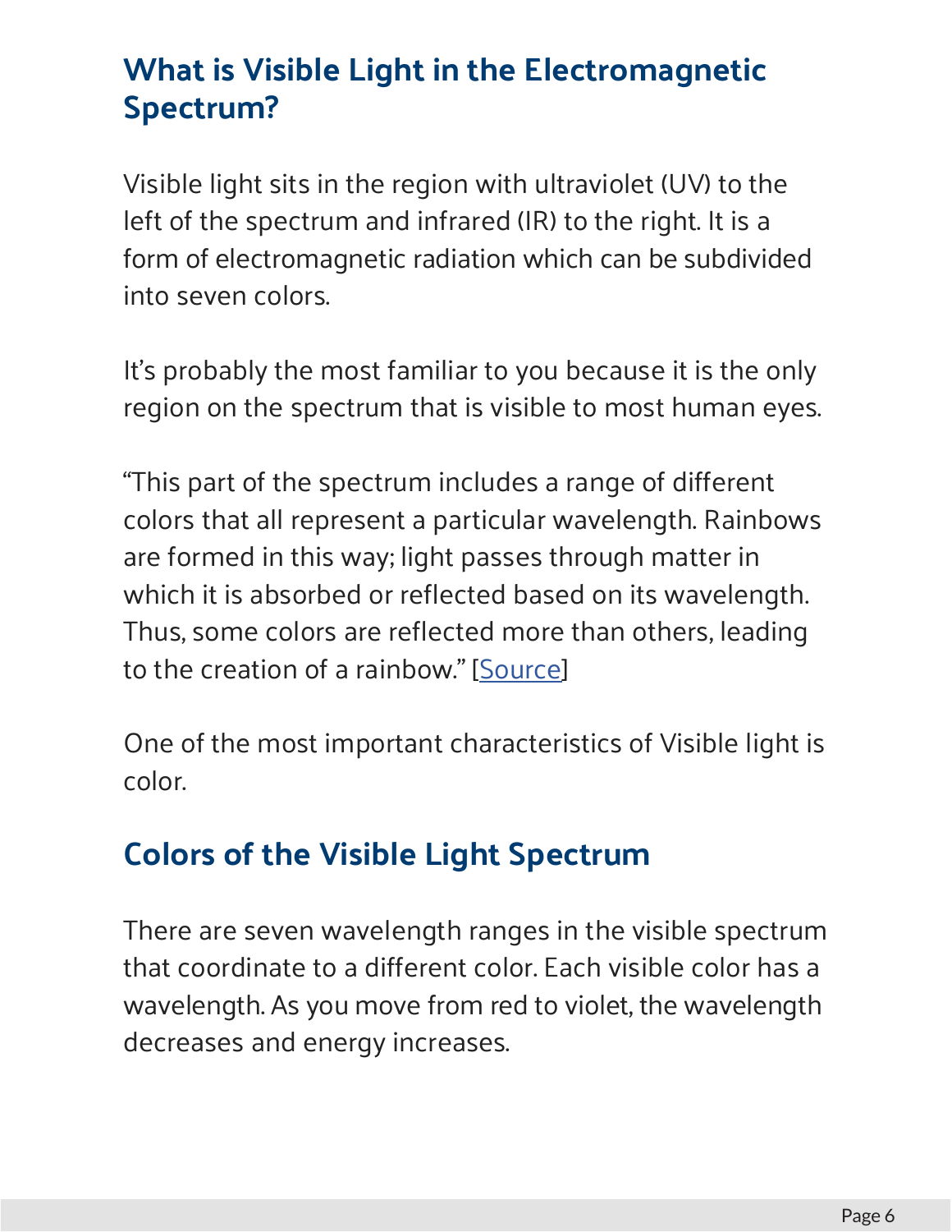## What is Visible Light in the Electromagnetic Spectrum?

Visible light sits in the region with ultraviolet (UV) to the left of the spectrum and infrared (IR) to the right. It is a form of electromagnetic radiation which can be subdivided into seven colors.

It's probably the most familiar to you because it is the only region on the spectrum that is visible to most human eyes.

"This part of the spectrum includes a range of different colors that all represent a particular wavelength. Rainbows are formed in this way; light passes through matter in which it is absorbed or reflected based on its wavelength. Thus, some colors are reflected more than others, leading to the creation of a rainbow." [Source]

One of the most important characteristics of Visible light is color.

## Colors of the Visible Light Spectrum

There are seven wavelength ranges in the visible spectrum that coordinate to a different color. Each visible color has a wavelength. As you move from red to violet, the wavelength decreases and energy increases.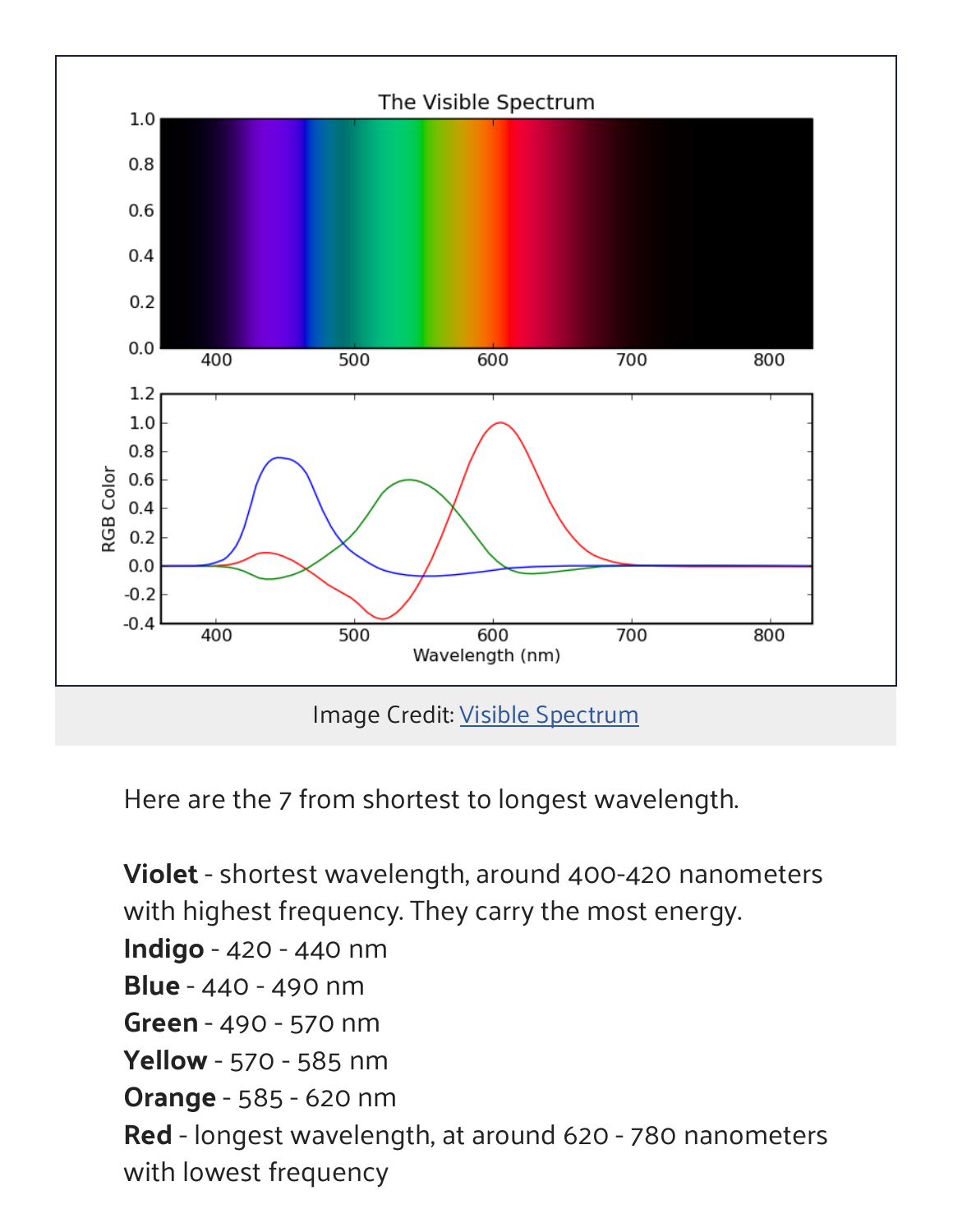Image Credit: Visible Spectrum

Here are the 7 from shortest to longest wavelength.

**Violet** - shortest wavelength, around 400-420 nanometers with highest frequency. They carry the most energy.
**Indigo** - 420 - 440 nm
**Blue** - 440 - 490 nm
**Green** - 490 - 570 nm
**Yellow** - 570 - 585 nm
**Orange** - 585 - 620 nm
**Red** - longest wavelength, at around 620 - 780 nanometers with lowest frequency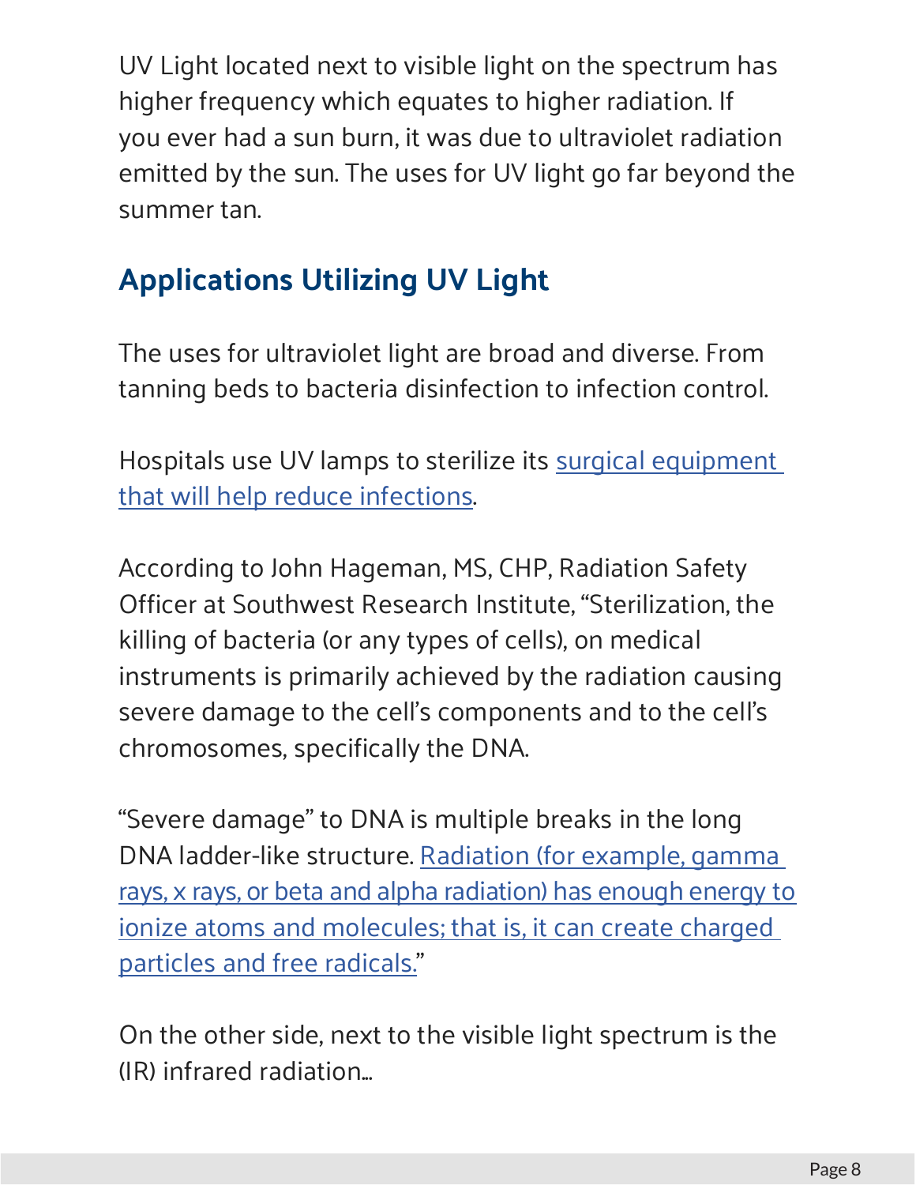UV Light located next to visible light on the spectrum has higher frequency which equates to higher radiation. If you ever had a sun burn, it was due to ultraviolet radiation emitted by the sun. The uses for UV light go far beyond the summer tan.

## Applications Utilizing UV Light

The uses for ultraviolet light are broad and diverse. From tanning beds to bacteria disinfection to infection control.

Hospitals use UV lamps to sterilize its surgical equipment that will help reduce infections.

According to John Hageman, MS, CHP, Radiation Safety Officer at Southwest Research Institute, "Sterilization, the killing of bacteria (or any types of cells), on medical instruments is primarily achieved by the radiation causing severe damage to the cell's components and to the cell's chromosomes, specifically the DNA.

"Severe damage" to DNA is multiple breaks in the long DNA ladder-like structure. Radiation (for example, gamma rays, x rays, or beta and alpha radiation) has enough energy to ionize atoms and molecules; that is, it can create charged particles and free radicals."

On the other side, next to the visible light spectrum is the (IR) infrared radiation...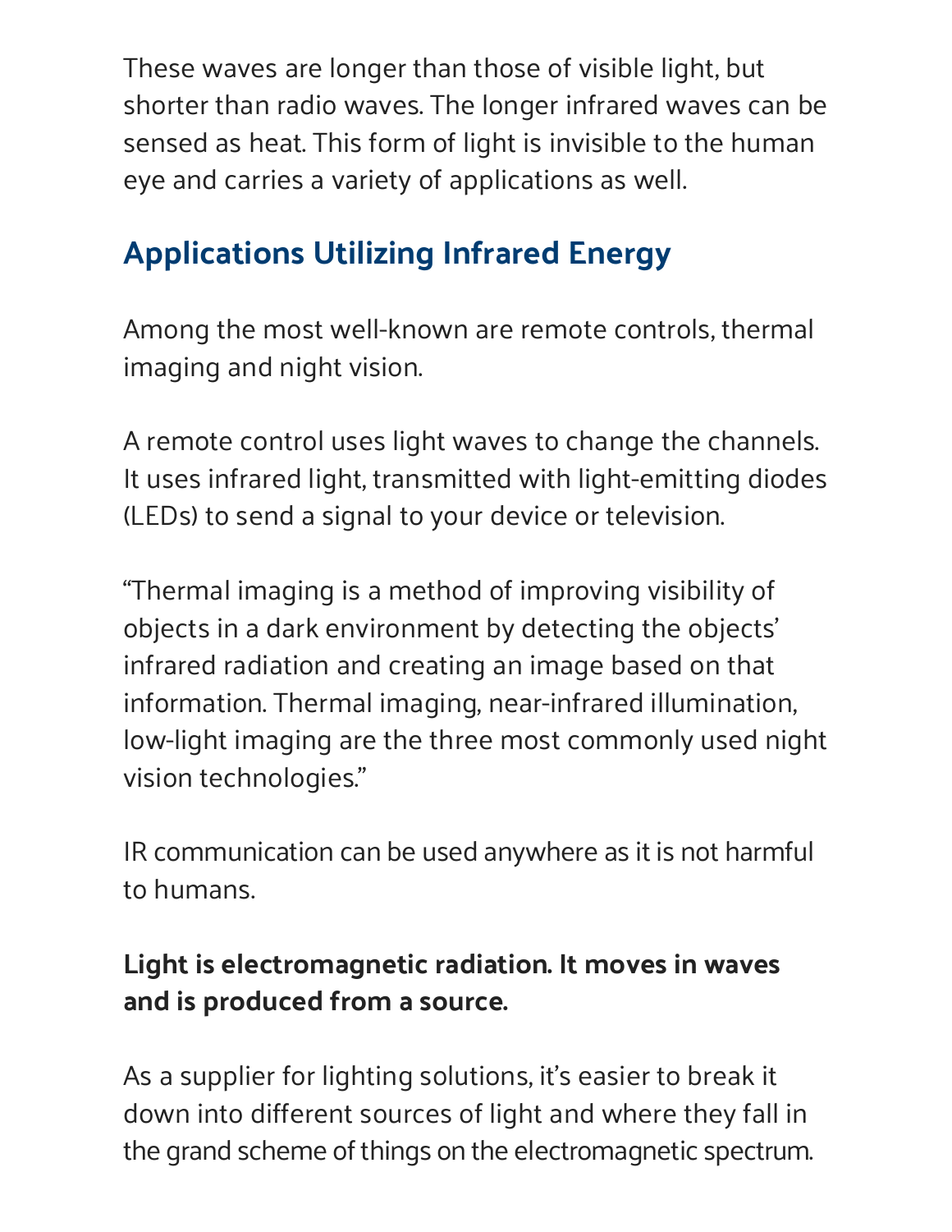These waves are longer than those of visible light, but shorter than radio waves. The longer infrared waves can be sensed as heat. This form of light is invisible to the human eye and carries a variety of applications as well.

## Applications Utilizing Infrared Energy

Among the most well-known are remote controls, thermal imaging and night vision.

A remote control uses light waves to change the channels. It uses infrared light, transmitted with light-emitting diodes (LEDs) to send a signal to your device or television.

“Thermal imaging is a method of improving visibility of objects in a dark environment by detecting the objects’ infrared radiation and creating an image based on that information. Thermal imaging, near-infrared illumination, low-light imaging are the three most commonly used night vision technologies.”

IR communication can be used anywhere as it is not harmful to humans.

**Light is electromagnetic radiation. It moves in waves and is produced from a source.**

As a supplier for lighting solutions, it’s easier to break it down into different sources of light and where they fall in the grand scheme of things on the electromagnetic spectrum.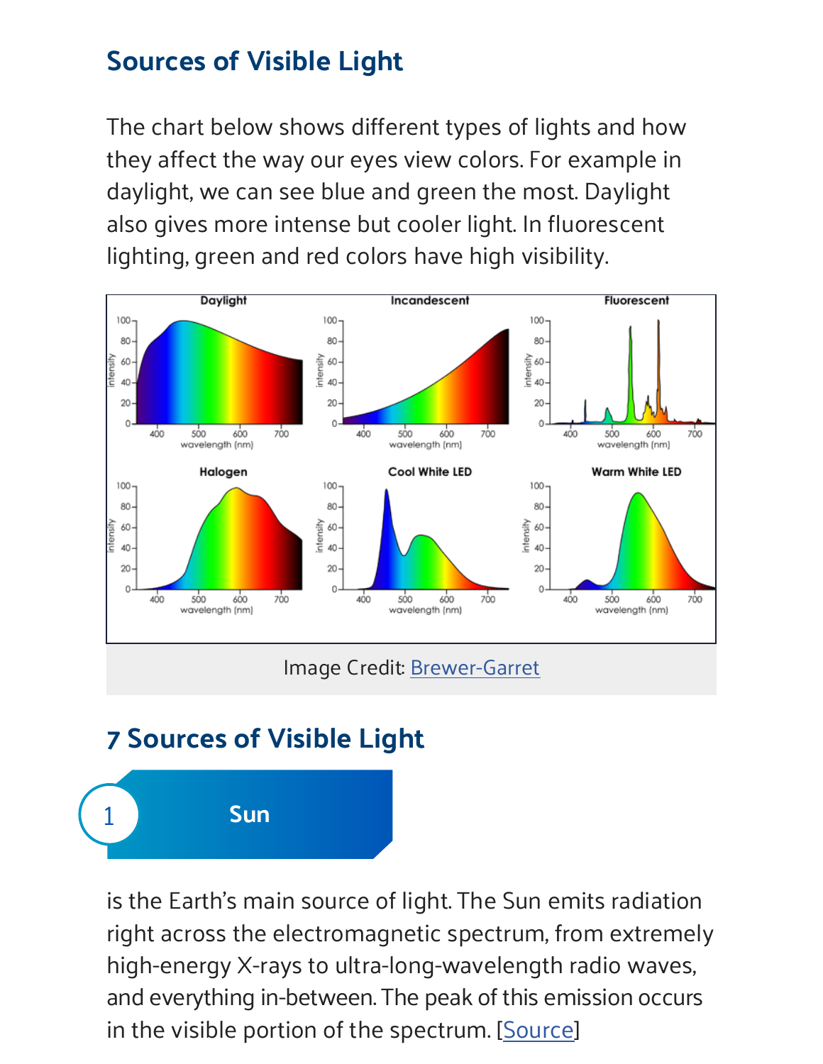## Sources of Visible Light

The chart below shows different types of lights and how they affect the way our eyes view colors. For example in daylight, we can see blue and green the most. Daylight also gives more intense but cooler light. In fluorescent lighting, green and red colors have high visibility.

Image Credit: Brewer-Garret

## 7 Sources of Visible Light

1 **Sun**

is the Earth's main source of light. The Sun emits radiation right across the electromagnetic spectrum, from extremely high-energy X-rays to ultra-long-wavelength radio waves, and everything in-between. The peak of this emission occurs in the visible portion of the spectrum. [Source]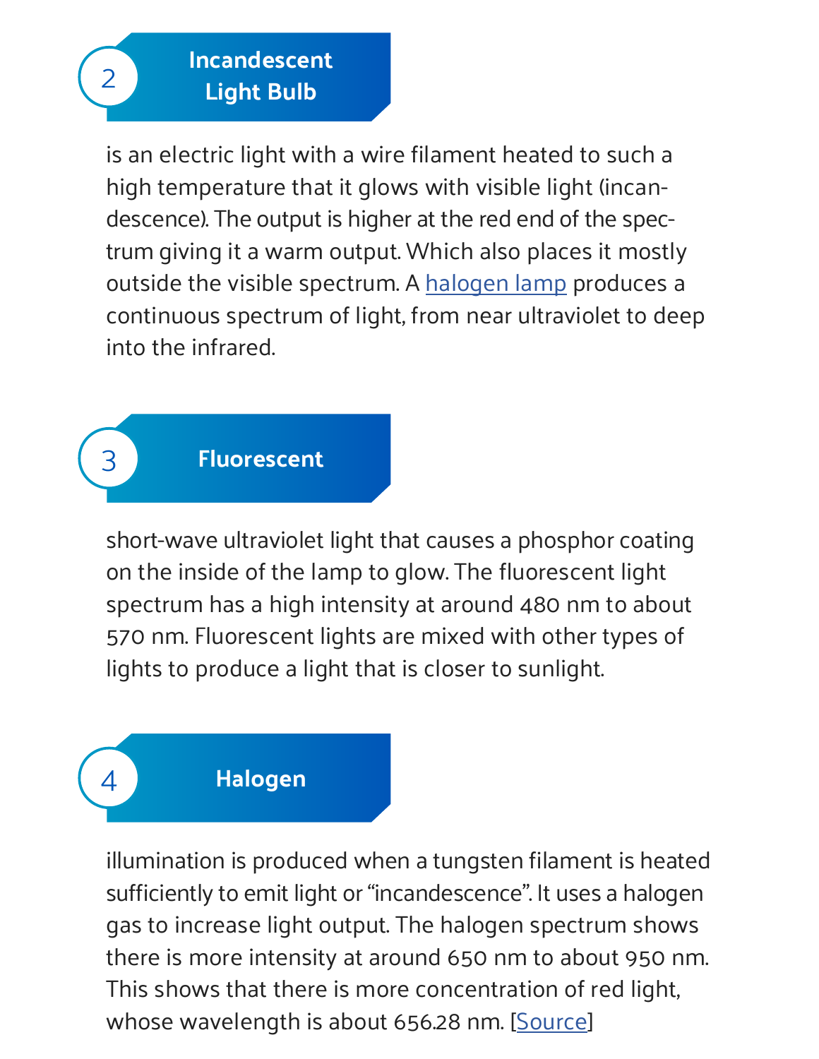## 2 Incandescent Light Bulb

is an electric light with a wire filament heated to such a high temperature that it glows with visible light (incandescence). The output is higher at the red end of the spectrum giving it a warm output. Which also places it mostly outside the visible spectrum. A halogen lamp produces a continuous spectrum of light, from near ultraviolet to deep into the infrared.

## 3 Fluorescent

short-wave ultraviolet light that causes a phosphor coating on the inside of the lamp to glow. The fluorescent light spectrum has a high intensity at around 480 nm to about 570 nm. Fluorescent lights are mixed with other types of lights to produce a light that is closer to sunlight.

## 4 Halogen

illumination is produced when a tungsten filament is heated sufficiently to emit light or "incandescence". It uses a halogen gas to increase light output. The halogen spectrum shows there is more intensity at around 650 nm to about 950 nm. This shows that there is more concentration of red light, whose wavelength is about 656.28 nm. [Source]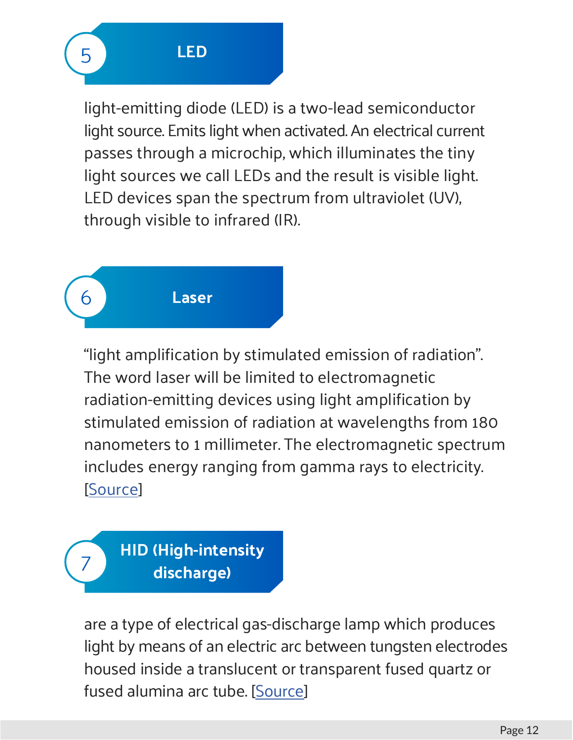## 5 LED

light-emitting diode (LED) is a two-lead semiconductor light source. Emits light when activated. An electrical current passes through a microchip, which illuminates the tiny light sources we call LEDs and the result is visible light. LED devices span the spectrum from ultraviolet (UV), through visible to infrared (IR).

## 6 Laser

“light amplification by stimulated emission of radiation”. The word laser will be limited to electromagnetic radiation-emitting devices using light amplification by stimulated emission of radiation at wavelengths from 180 nanometers to 1 millimeter. The electromagnetic spectrum includes energy ranging from gamma rays to electricity. [Source]

## 7 HID (High-intensity discharge)

are a type of electrical gas-discharge lamp which produces light by means of an electric arc between tungsten electrodes housed inside a translucent or transparent fused quartz or fused alumina arc tube. [Source]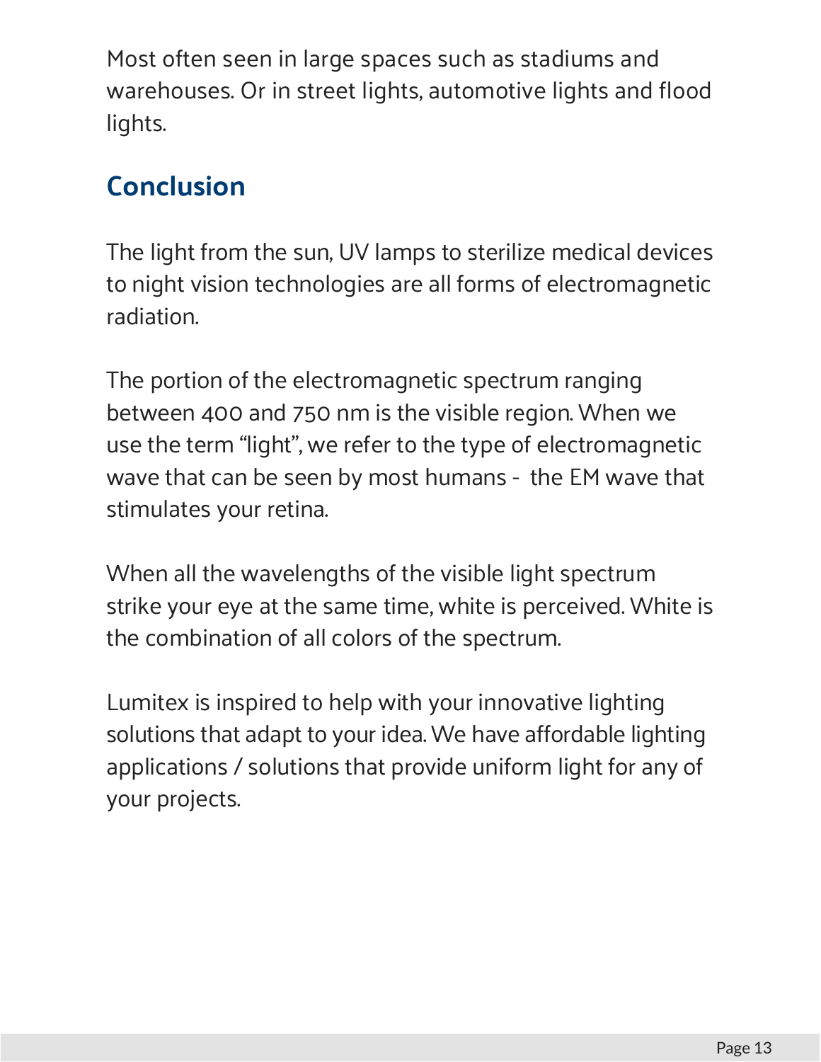Most often seen in large spaces such as stadiums and warehouses. Or in street lights, automotive lights and flood lights.

## Conclusion

The light from the sun, UV lamps to sterilize medical devices to night vision technologies are all forms of electromagnetic radiation.

The portion of the electromagnetic spectrum ranging between 400 and 750 nm is the visible region. When we use the term "light", we refer to the type of electromagnetic wave that can be seen by most humans - the EM wave that stimulates your retina.

When all the wavelengths of the visible light spectrum strike your eye at the same time, white is perceived. White is the combination of all colors of the spectrum.

Lumitex is inspired to help with your innovative lighting solutions that adapt to your idea. We have affordable lighting applications / solutions that provide uniform light for any of your projects.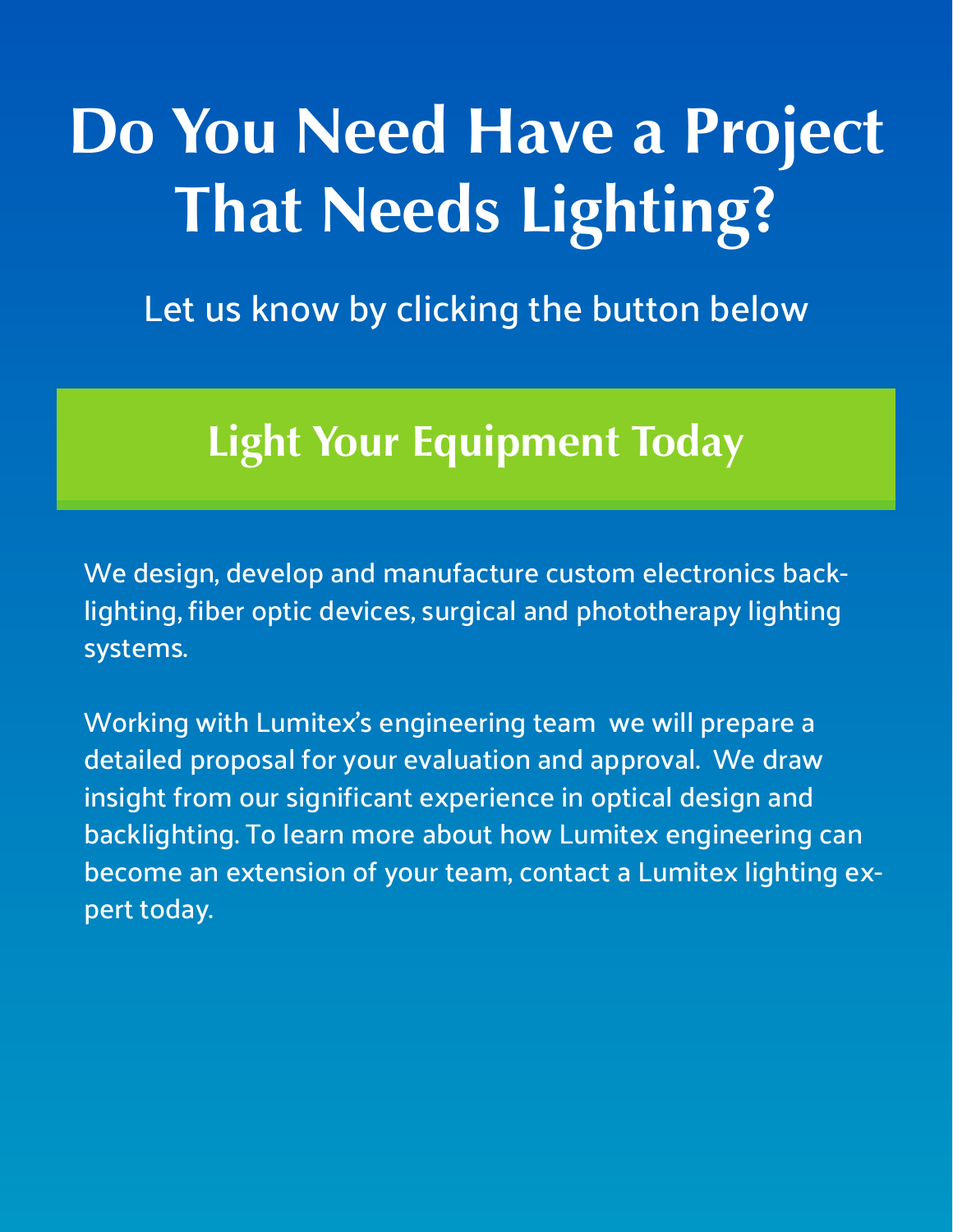# Do You Need Have a Project That Needs Lighting?

Let us know by clicking the button below

## Light Your Equipment Today

We design, develop and manufacture custom electronics backlighting, fiber optic devices, surgical and phototherapy lighting systems.

Working with Lumitex's engineering team  we will prepare a detailed proposal for your evaluation and approval.  We draw insight from our significant experience in optical design and backlighting. To learn more about how Lumitex engineering can become an extension of your team, contact a Lumitex lighting expert today.